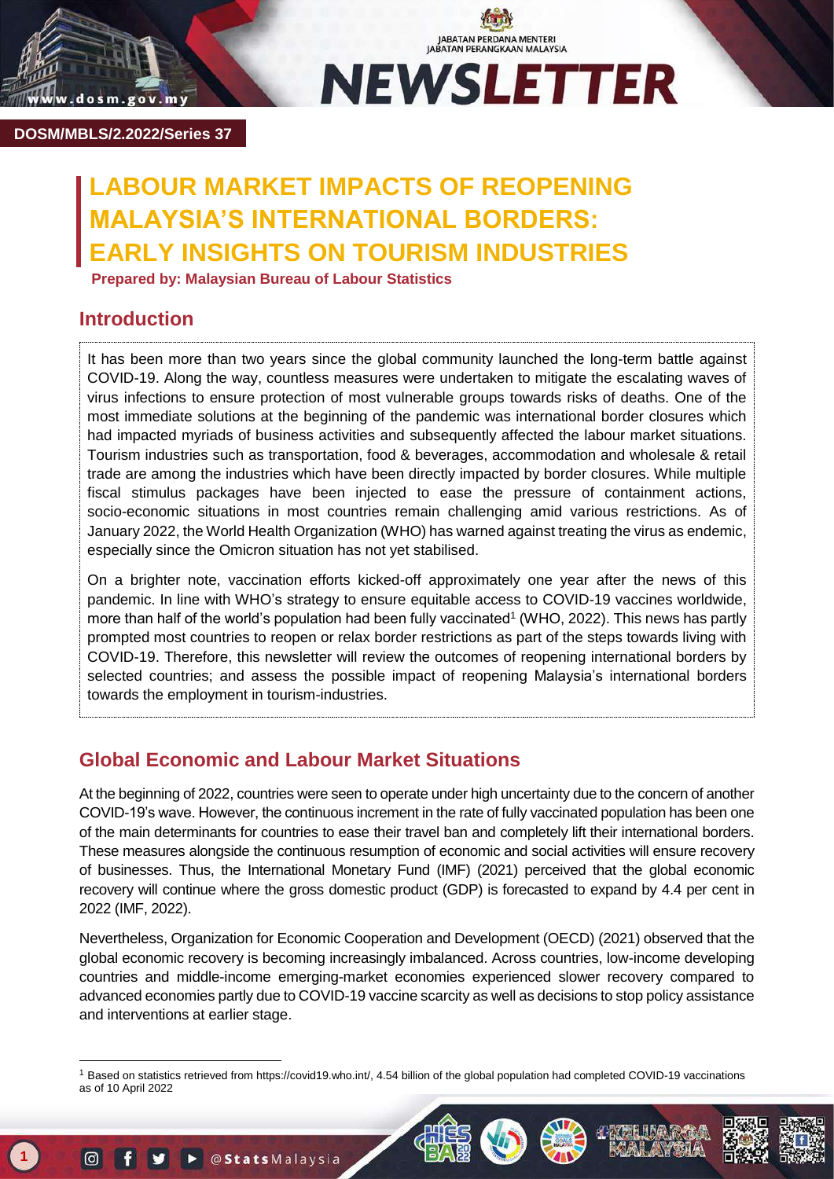DOSM/MBLS/2.2022/Series 37

# LABOUR MARKET IMPACTS OF REOPENING MALAYSIA'S INTERNATIONAL BORDERS: EARLY INSIGHTS ON TOURISM INDUSTRIES

**Prepared by: Malaysian Bureau of Labour Statistics**

## Introduction

It has been more than two years since the global community launched the long-term battle against COVID-19. Along the way, countless measures were undertaken to mitigate the escalating waves of virus infections to ensure protection of most vulnerable groups towards risks of deaths. One of the most immediate solutions at the beginning of the pandemic was international border closures which had impacted myriads of business activities and subsequently affected the labour market situations. Tourism industries such as transportation, food & beverages, accommodation and wholesale & retail trade are among the industries which have been directly impacted by border closures. While multiple fiscal stimulus packages have been injected to ease the pressure of containment actions, socio-economic situations in most countries remain challenging amid various restrictions. As of January 2022, the World Health Organization (WHO) has warned against treating the virus as endemic, especially since the Omicron situation has not yet stabilised.

On a brighter note, vaccination efforts kicked-off approximately one year after the news of this pandemic. In line with WHO's strategy to ensure equitable access to COVID-19 vaccines worldwide, more than half of the world's population had been fully vaccinated[1] (WHO, 2022). This news has partly prompted most countries to reopen or relax border restrictions as part of the steps towards living with COVID-19. Therefore, this newsletter will review the outcomes of reopening international borders by selected countries; and assess the possible impact of reopening Malaysia's international borders towards the employment in tourism-industries.

## Global Economic and Labour Market Situations

At the beginning of 2022, countries were seen to operate under high uncertainty due to the concern of another COVID-19's wave. However, the continuous increment in the rate of fully vaccinated population has been one of the main determinants for countries to ease their travel ban and completely lift their international borders. These measures alongside the continuous resumption of economic and social activities will ensure recovery of businesses. Thus, the International Monetary Fund (IMF) (2021) perceived that the global economic recovery will continue where the gross domestic product (GDP) is forecasted to expand by 4.4 per cent in 2022 (IMF, 2022).

Nevertheless, Organization for Economic Cooperation and Development (OECD) (2021) observed that the global economic recovery is becoming increasingly imbalanced. Across countries, low-income developing countries and middle-income emerging-market economies experienced slower recovery compared to advanced economies partly due to COVID-19 vaccine scarcity as well as decisions to stop policy assistance and interventions at earlier stage.

[1] Based on statistics retrieved from https://covid19.who.int/, 4.54 billion of the global population had completed COVID-19 vaccinations as of 10 April 2022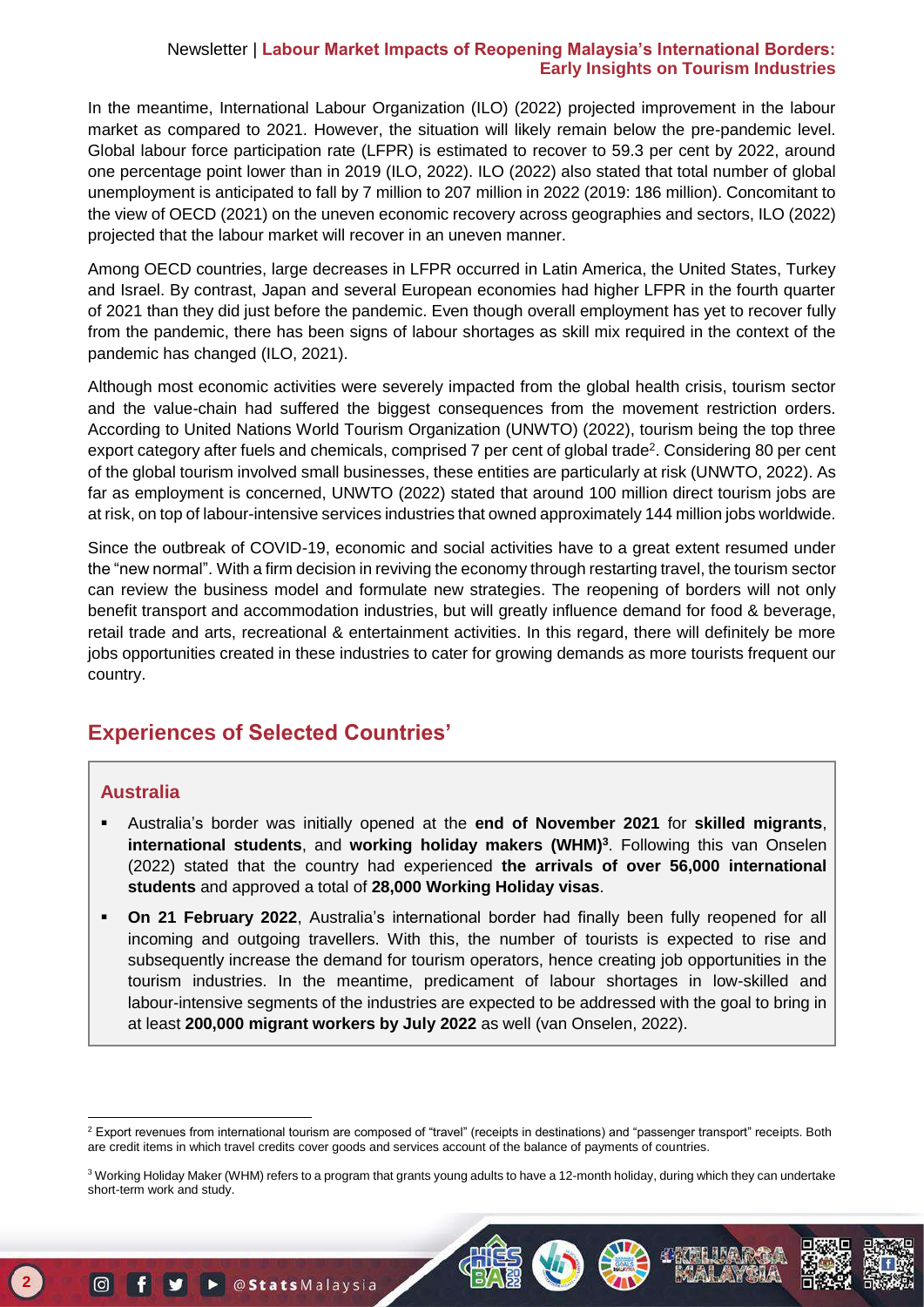In the meantime, International Labour Organization (ILO) (2022) projected improvement in the labour market as compared to 2021. However, the situation will likely remain below the pre-pandemic level. Global labour force participation rate (LFPR) is estimated to recover to 59.3 per cent by 2022, around one percentage point lower than in 2019 (ILO, 2022). ILO (2022) also stated that total number of global unemployment is anticipated to fall by 7 million to 207 million in 2022 (2019: 186 million). Concomitant to the view of OECD (2021) on the uneven economic recovery across geographies and sectors, ILO (2022) projected that the labour market will recover in an uneven manner.

Among OECD countries, large decreases in LFPR occurred in Latin America, the United States, Turkey and Israel. By contrast, Japan and several European economies had higher LFPR in the fourth quarter of 2021 than they did just before the pandemic. Even though overall employment has yet to recover fully from the pandemic, there has been signs of labour shortages as skill mix required in the context of the pandemic has changed (ILO, 2021).

Although most economic activities were severely impacted from the global health crisis, tourism sector and the value-chain had suffered the biggest consequences from the movement restriction orders. According to United Nations World Tourism Organization (UNWTO) (2022), tourism being the top three export category after fuels and chemicals, comprised 7 per cent of global trade[2]. Considering 80 per cent of the global tourism involved small businesses, these entities are particularly at risk (UNWTO, 2022). As far as employment is concerned, UNWTO (2022) stated that around 100 million direct tourism jobs are at risk, on top of labour-intensive services industries that owned approximately 144 million jobs worldwide.

Since the outbreak of COVID-19, economic and social activities have to a great extent resumed under the "new normal". With a firm decision in reviving the economy through restarting travel, the tourism sector can review the business model and formulate new strategies. The reopening of borders will not only benefit transport and accommodation industries, but will greatly influence demand for food & beverage, retail trade and arts, recreational & entertainment activities. In this regard, there will definitely be more jobs opportunities created in these industries to cater for growing demands as more tourists frequent our country.

## Experiences of Selected Countries'

### Australia

- Australia's border was initially opened at the **end of November 2021** for **skilled migrants**, **international students**, and **working holiday makers (WHM)**[3]. Following this van Onselen (2022) stated that the country had experienced **the arrivals of over 56,000 international students** and approved a total of **28,000 Working Holiday visas**.
- **On 21 February 2022**, Australia's international border had finally been fully reopened for all incoming and outgoing travellers. With this, the number of tourists is expected to rise and subsequently increase the demand for tourism operators, hence creating job opportunities in the tourism industries. In the meantime, predicament of labour shortages in low-skilled and labour-intensive segments of the industries are expected to be addressed with the goal to bring in at least **200,000 migrant workers by July 2022** as well (van Onselen, 2022).

---

[2] Export revenues from international tourism are composed of "travel" (receipts in destinations) and "passenger transport" receipts. Both are credit items in which travel credits cover goods and services account of the balance of payments of countries.

[3] Working Holiday Maker (WHM) refers to a program that grants young adults to have a 12-month holiday, during which they can undertake short-term work and study.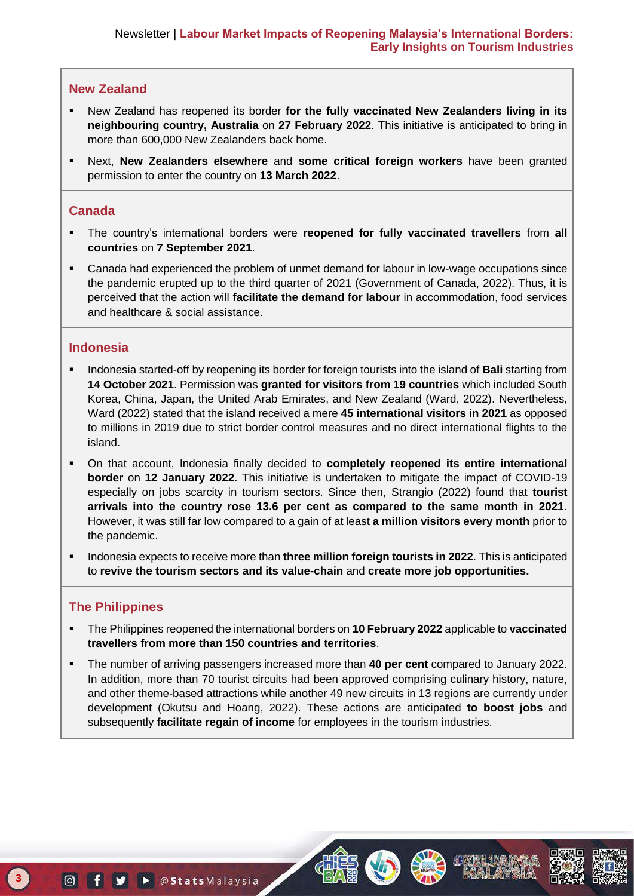## New Zealand

- New Zealand has reopened its border **for the fully vaccinated New Zealanders living in its neighbouring country, Australia** on **27 February 2022**. This initiative is anticipated to bring in more than 600,000 New Zealanders back home.
- Next, **New Zealanders elsewhere** and **some critical foreign workers** have been granted permission to enter the country on **13 March 2022**.

## Canada

- The country's international borders were **reopened for fully vaccinated travellers** from **all countries** on **7 September 2021**.
- Canada had experienced the problem of unmet demand for labour in low-wage occupations since the pandemic erupted up to the third quarter of 2021 (Government of Canada, 2022). Thus, it is perceived that the action will **facilitate the demand for labour** in accommodation, food services and healthcare & social assistance.

## Indonesia

- Indonesia started-off by reopening its border for foreign tourists into the island of **Bali** starting from **14 October 2021**. Permission was **granted for visitors from 19 countries** which included South Korea, China, Japan, the United Arab Emirates, and New Zealand (Ward, 2022). Nevertheless, Ward (2022) stated that the island received a mere **45 international visitors in 2021** as opposed to millions in 2019 due to strict border control measures and no direct international flights to the island.
- On that account, Indonesia finally decided to **completely reopened its entire international border** on **12 January 2022**. This initiative is undertaken to mitigate the impact of COVID-19 especially on jobs scarcity in tourism sectors. Since then, Strangio (2022) found that **tourist arrivals into the country rose 13.6 per cent as compared to the same month in 2021**. However, it was still far low compared to a gain of at least **a million visitors every month** prior to the pandemic.
- Indonesia expects to receive more than **three million foreign tourists in 2022**. This is anticipated to **revive the tourism sectors and its value-chain** and **create more job opportunities.**

## The Philippines

- The Philippines reopened the international borders on **10 February 2022** applicable to **vaccinated travellers from more than 150 countries and territories**.
- The number of arriving passengers increased more than **40 per cent** compared to January 2022. In addition, more than 70 tourist circuits had been approved comprising culinary history, nature, and other theme-based attractions while another 49 new circuits in 13 regions are currently under development (Okutsu and Hoang, 2022). These actions are anticipated **to boost jobs** and subsequently **facilitate regain of income** for employees in the tourism industries.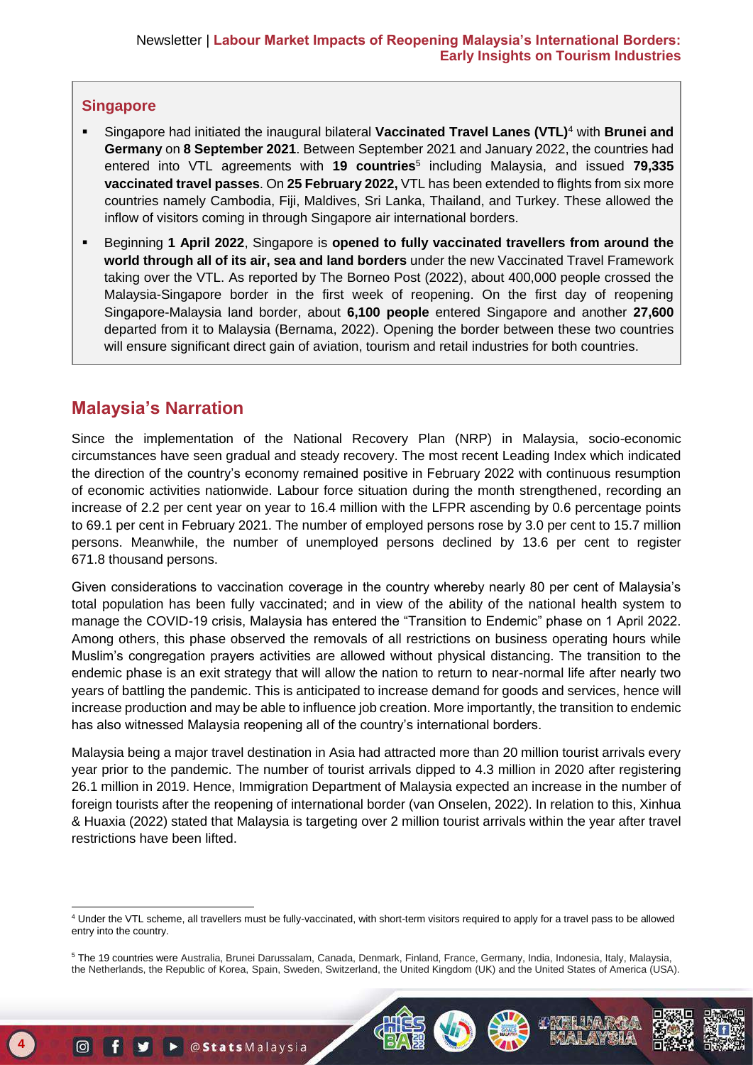### Singapore

- Singapore had initiated the inaugural bilateral **Vaccinated Travel Lanes (VTL)**[4] with **Brunei and Germany** on **8 September 2021**. Between September 2021 and January 2022, the countries had entered into VTL agreements with **19 countries**[5] including Malaysia, and issued **79,335 vaccinated travel passes**. On **25 February 2022,** VTL has been extended to flights from six more countries namely Cambodia, Fiji, Maldives, Sri Lanka, Thailand, and Turkey. These allowed the inflow of visitors coming in through Singapore air international borders.
- Beginning **1 April 2022**, Singapore is **opened to fully vaccinated travellers from around the world through all of its air, sea and land borders** under the new Vaccinated Travel Framework taking over the VTL. As reported by The Borneo Post (2022), about 400,000 people crossed the Malaysia-Singapore border in the first week of reopening. On the first day of reopening Singapore-Malaysia land border, about **6,100 people** entered Singapore and another **27,600** departed from it to Malaysia (Bernama, 2022). Opening the border between these two countries will ensure significant direct gain of aviation, tourism and retail industries for both countries.

## Malaysia's Narration

Since the implementation of the National Recovery Plan (NRP) in Malaysia, socio-economic circumstances have seen gradual and steady recovery. The most recent Leading Index which indicated the direction of the country's economy remained positive in February 2022 with continuous resumption of economic activities nationwide. Labour force situation during the month strengthened, recording an increase of 2.2 per cent year on year to 16.4 million with the LFPR ascending by 0.6 percentage points to 69.1 per cent in February 2021. The number of employed persons rose by 3.0 per cent to 15.7 million persons. Meanwhile, the number of unemployed persons declined by 13.6 per cent to register 671.8 thousand persons.

Given considerations to vaccination coverage in the country whereby nearly 80 per cent of Malaysia's total population has been fully vaccinated; and in view of the ability of the national health system to manage the COVID-19 crisis, Malaysia has entered the "Transition to Endemic" phase on 1 April 2022. Among others, this phase observed the removals of all restrictions on business operating hours while Muslim's congregation prayers activities are allowed without physical distancing. The transition to the endemic phase is an exit strategy that will allow the nation to return to near-normal life after nearly two years of battling the pandemic. This is anticipated to increase demand for goods and services, hence will increase production and may be able to influence job creation. More importantly, the transition to endemic has also witnessed Malaysia reopening all of the country's international borders.

Malaysia being a major travel destination in Asia had attracted more than 20 million tourist arrivals every year prior to the pandemic. The number of tourist arrivals dipped to 4.3 million in 2020 after registering 26.1 million in 2019. Hence, Immigration Department of Malaysia expected an increase in the number of foreign tourists after the reopening of international border (van Onselen, 2022). In relation to this, Xinhua & Huaxia (2022) stated that Malaysia is targeting over 2 million tourist arrivals within the year after travel restrictions have been lifted.

---

[4] Under the VTL scheme, all travellers must be fully-vaccinated, with short-term visitors required to apply for a travel pass to be allowed entry into the country.

[5] The 19 countries were Australia, Brunei Darussalam, Canada, Denmark, Finland, France, Germany, India, Indonesia, Italy, Malaysia, the Netherlands, the Republic of Korea, Spain, Sweden, Switzerland, the United Kingdom (UK) and the United States of America (USA).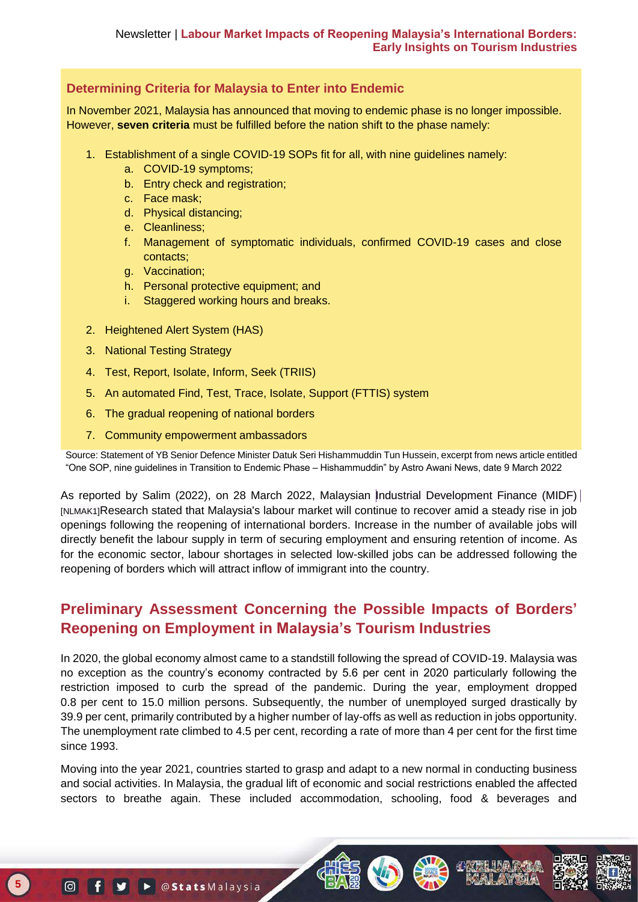## Determining Criteria for Malaysia to Enter into Endemic

In November 2021, Malaysia has announced that moving to endemic phase is no longer impossible. However, **seven criteria** must be fulfilled before the nation shift to the phase namely:

1. Establishment of a single COVID-19 SOPs fit for all, with nine guidelines namely:
   a. COVID-19 symptoms;
   b. Entry check and registration;
   c. Face mask;
   d. Physical distancing;
   e. Cleanliness;
   f. Management of symptomatic individuals, confirmed COVID-19 cases and close contacts;
   g. Vaccination;
   h. Personal protective equipment; and
   i. Staggered working hours and breaks.
2. Heightened Alert System (HAS)
3. National Testing Strategy
4. Test, Report, Isolate, Inform, Seek (TRIIS)
5. An automated Find, Test, Trace, Isolate, Support (FTTIS) system
6. The gradual reopening of national borders
7. Community empowerment ambassadors

Source: Statement of YB Senior Defence Minister Datuk Seri Hishammuddin Tun Hussein, excerpt from news article entitled "One SOP, nine guidelines in Transition to Endemic Phase – Hishammuddin" by Astro Awani News, date 9 March 2022

As reported by Salim (2022), on 28 March 2022, Malaysian Industrial Development Finance (MIDF) [NLMAK1]Research stated that Malaysia's labour market will continue to recover amid a steady rise in job openings following the reopening of international borders. Increase in the number of available jobs will directly benefit the labour supply in term of securing employment and ensuring retention of income. As for the economic sector, labour shortages in selected low-skilled jobs can be addressed following the reopening of borders which will attract inflow of immigrant into the country.

## Preliminary Assessment Concerning the Possible Impacts of Borders' Reopening on Employment in Malaysia's Tourism Industries

In 2020, the global economy almost came to a standstill following the spread of COVID-19. Malaysia was no exception as the country's economy contracted by 5.6 per cent in 2020 particularly following the restriction imposed to curb the spread of the pandemic. During the year, employment dropped 0.8 per cent to 15.0 million persons. Subsequently, the number of unemployed surged drastically by 39.9 per cent, primarily contributed by a higher number of lay-offs as well as reduction in jobs opportunity. The unemployment rate climbed to 4.5 per cent, recording a rate of more than 4 per cent for the first time since 1993.

Moving into the year 2021, countries started to grasp and adapt to a new normal in conducting business and social activities. In Malaysia, the gradual lift of economic and social restrictions enabled the affected sectors to breathe again. These included accommodation, schooling, food & beverages and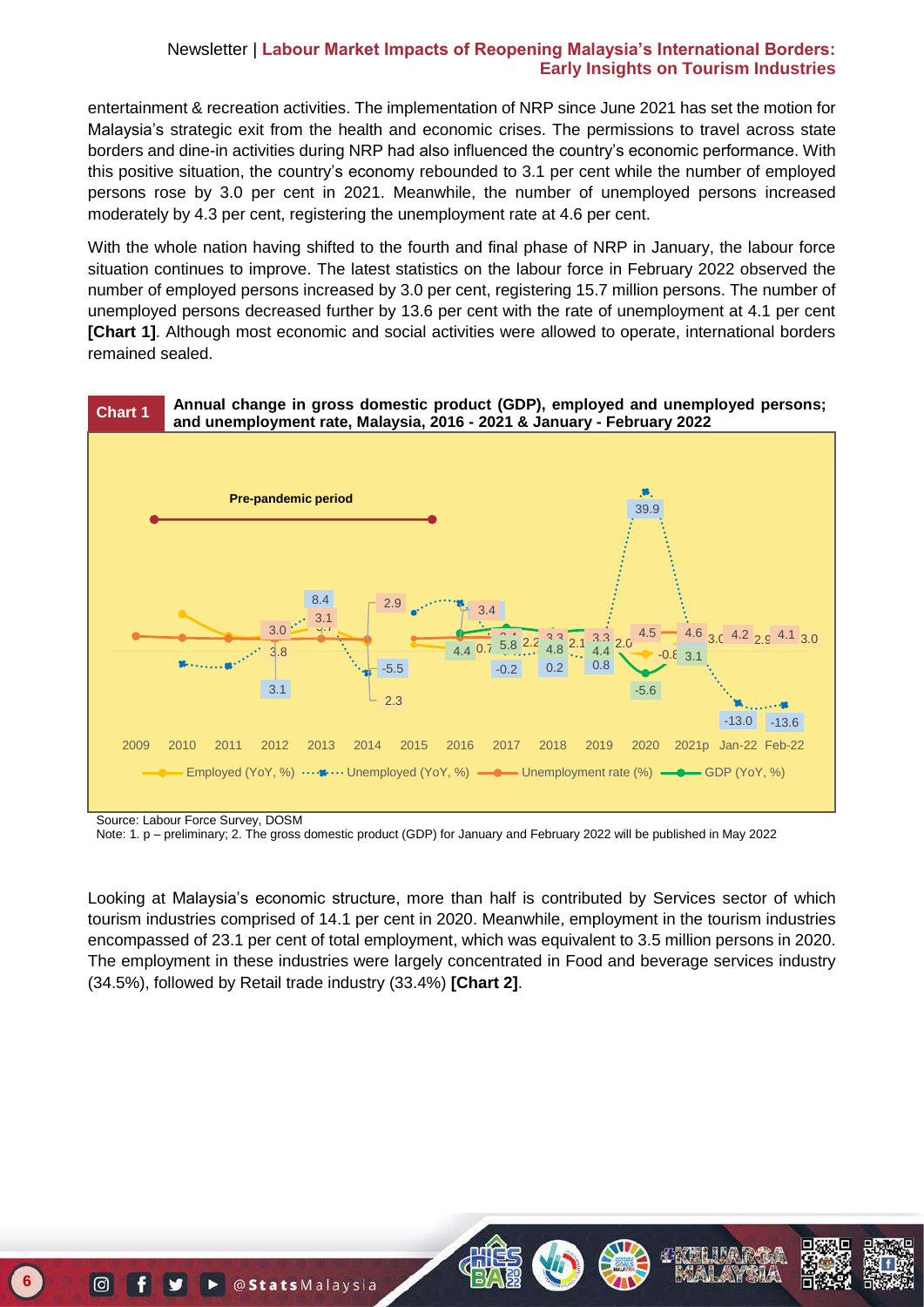entertainment & recreation activities. The implementation of NRP since June 2021 has set the motion for Malaysia's strategic exit from the health and economic crises. The permissions to travel across state borders and dine-in activities during NRP had also influenced the country's economic performance. With this positive situation, the country's economy rebounded to 3.1 per cent while the number of employed persons rose by 3.0 per cent in 2021. Meanwhile, the number of unemployed persons increased moderately by 4.3 per cent, registering the unemployment rate at 4.6 per cent.

With the whole nation having shifted to the fourth and final phase of NRP in January, the labour force situation continues to improve. The latest statistics on the labour force in February 2022 observed the number of employed persons increased by 3.0 per cent, registering 15.7 million persons. The number of unemployed persons decreased further by 13.6 per cent with the rate of unemployment at 4.1 per cent **[Chart 1]**. Although most economic and social activities were allowed to operate, international borders remained sealed.

**Chart 1** **Annual change in gross domestic product (GDP), employed and unemployed persons; and unemployment rate, Malaysia, 2016 - 2021 & January - February 2022**

Pre-pandemic period

Employed (YoY, %) · Unemployed (YoY, %) · Unemployment rate (%) · GDP (YoY, %)

Source: Labour Force Survey, DOSM
Note: 1. p – preliminary; 2. The gross domestic product (GDP) for January and February 2022 will be published in May 2022

Looking at Malaysia's economic structure, more than half is contributed by Services sector of which tourism industries comprised of 14.1 per cent in 2020. Meanwhile, employment in the tourism industries encompassed of 23.1 per cent of total employment, which was equivalent to 3.5 million persons in 2020. The employment in these industries were largely concentrated in Food and beverage services industry (34.5%), followed by Retail trade industry (33.4%) **[Chart 2]**.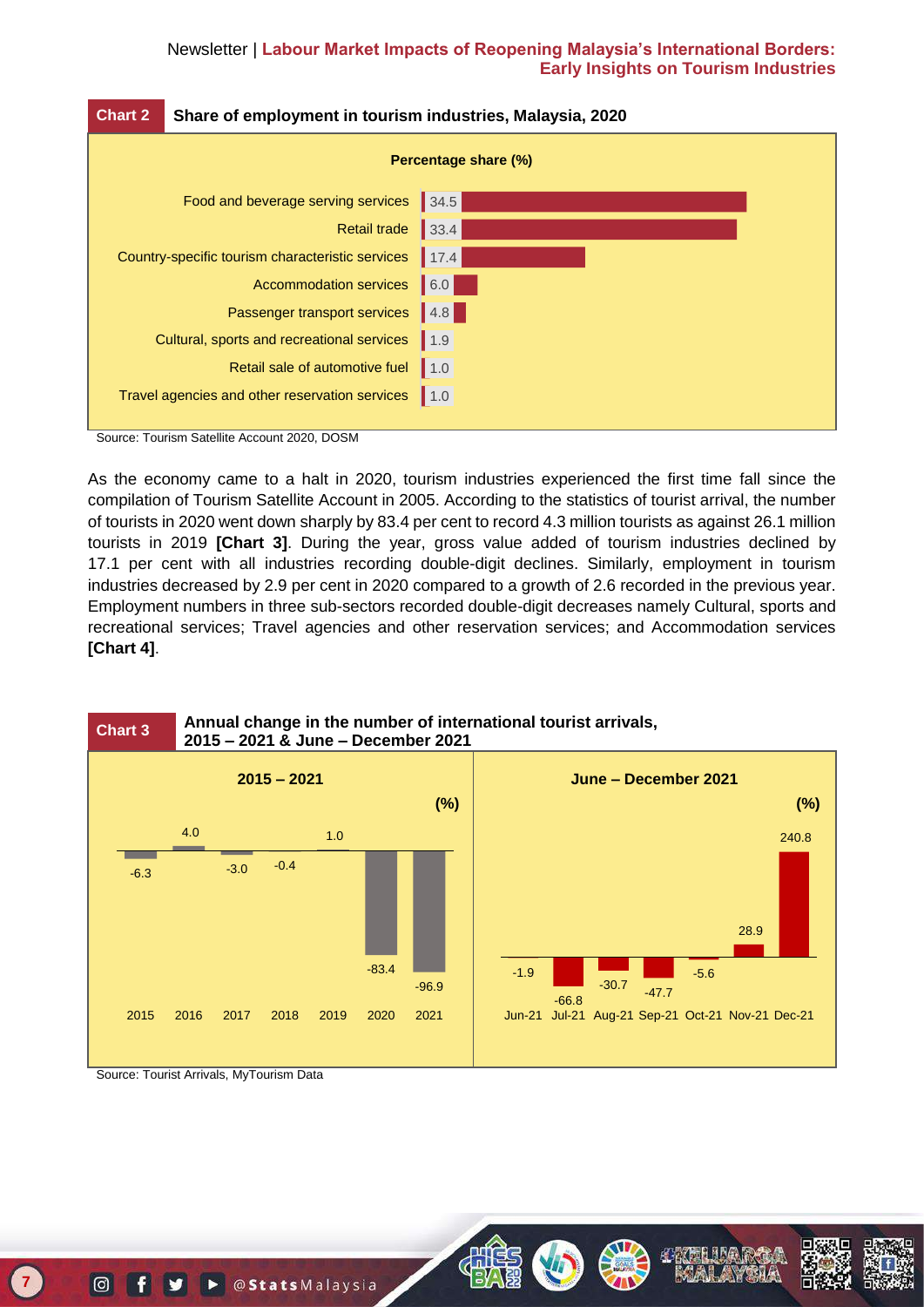**Chart 2** **Share of employment in tourism industries, Malaysia, 2020**

Percentage share (%)

| Industry | Percentage share (%) |
|---|---|
| Food and beverage serving services | 34.5 |
| Retail trade | 33.4 |
| Country-specific tourism characteristic services | 17.4 |
| Accommodation services | 6.0 |
| Passenger transport services | 4.8 |
| Cultural, sports and recreational services | 1.9 |
| Retail sale of automotive fuel | 1.0 |
| Travel agencies and other reservation services | 1.0 |

Source: Tourism Satellite Account 2020, DOSM

As the economy came to a halt in 2020, tourism industries experienced the first time fall since the compilation of Tourism Satellite Account in 2005. According to the statistics of tourist arrival, the number of tourists in 2020 went down sharply by 83.4 per cent to record 4.3 million tourists as against 26.1 million tourists in 2019 **[Chart 3]**. During the year, gross value added of tourism industries declined by 17.1 per cent with all industries recording double-digit declines. Similarly, employment in tourism industries decreased by 2.9 per cent in 2020 compared to a growth of 2.6 recorded in the previous year. Employment numbers in three sub-sectors recorded double-digit decreases namely Cultural, sports and recreational services; Travel agencies and other reservation services; and Accommodation services **[Chart 4]**.

**Chart 3** **Annual change in the number of international tourist arrivals, 2015 – 2021 & June – December 2021**

2015 – 2021 (%)

| Year | 2015 | 2016 | 2017 | 2018 | 2019 | 2020 | 2021 |
|---|---|---|---|---|---|---|---|
| % | -6.3 | 4.0 | -3.0 | -0.4 | 1.0 | -83.4 | -96.9 |

June – December 2021 (%)

| Month | Jun-21 | Jul-21 | Aug-21 | Sep-21 | Oct-21 | Nov-21 | Dec-21 |
|---|---|---|---|---|---|---|---|
| % | -1.9 | -66.8 | -30.7 | -47.7 | -5.6 | 28.9 | 240.8 |

Source: Tourist Arrivals, MyTourism Data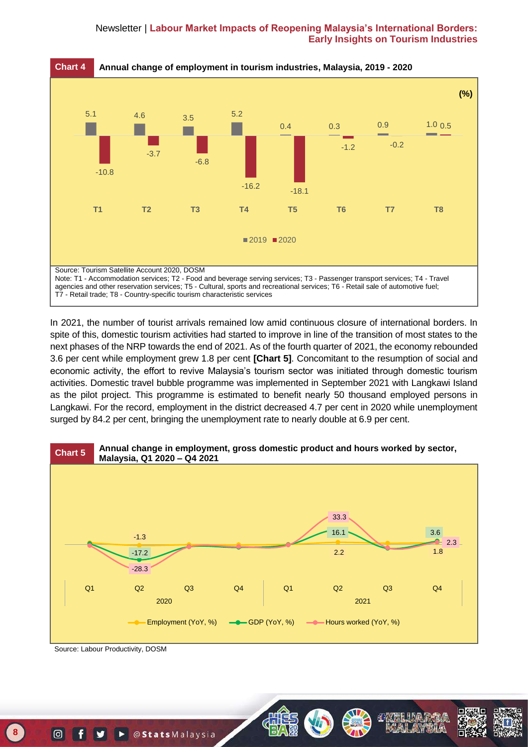**Chart 4** Annual change of employment in tourism industries, Malaysia, 2019 - 2020

(%)

| | T1 | T2 | T3 | T4 | T5 | T6 | T7 | T8 |
|---|---|---|---|---|---|---|---|---|
| 2019 | 5.1 | 4.6 | 3.5 | 5.2 | 0.4 | 0.3 | 0.9 | 1.0 |
| 2020 | -10.8 | -3.7 | -6.8 | -16.2 | -18.1 | -1.2 | -0.2 | 0.5 |

Source: Tourism Satellite Account 2020, DOSM

Note: T1 - Accommodation services; T2 - Food and beverage serving services; T3 - Passenger transport services; T4 - Travel agencies and other reservation services; T5 - Cultural, sports and recreational services; T6 - Retail sale of automotive fuel; T7 - Retail trade; T8 - Country-specific tourism characteristic services

In 2021, the number of tourist arrivals remained low amid continuous closure of international borders. In spite of this, domestic tourism activities had started to improve in line of the transition of most states to the next phases of the NRP towards the end of 2021. As of the fourth quarter of 2021, the economy rebounded 3.6 per cent while employment grew 1.8 per cent **[Chart 5]**. Concomitant to the resumption of social and economic activity, the effort to revive Malaysia's tourism sector was initiated through domestic tourism activities. Domestic travel bubble programme was implemented in September 2021 with Langkawi Island as the pilot project. This programme is estimated to benefit nearly 50 thousand employed persons in Langkawi. For the record, employment in the district decreased 4.7 per cent in 2020 while unemployment surged by 84.2 per cent, bringing the unemployment rate to nearly double at 6.9 per cent.

**Chart 5** Annual change in employment, gross domestic product and hours worked by sector, Malaysia, Q1 2020 – Q4 2021

| | 2020 Q1 | 2020 Q2 | 2020 Q3 | 2020 Q4 | 2021 Q1 | 2021 Q2 | 2021 Q3 | 2021 Q4 |
|---|---|---|---|---|---|---|---|---|
| Employment (YoY, %) | | -1.3 | | | | 2.2 | | 1.8 |
| GDP (YoY, %) | | -17.2 | | | | 16.1 | | 3.6 |
| Hours worked (YoY, %) | | -28.3 | | | | 33.3 | | 2.3 |

Source: Labour Productivity, DOSM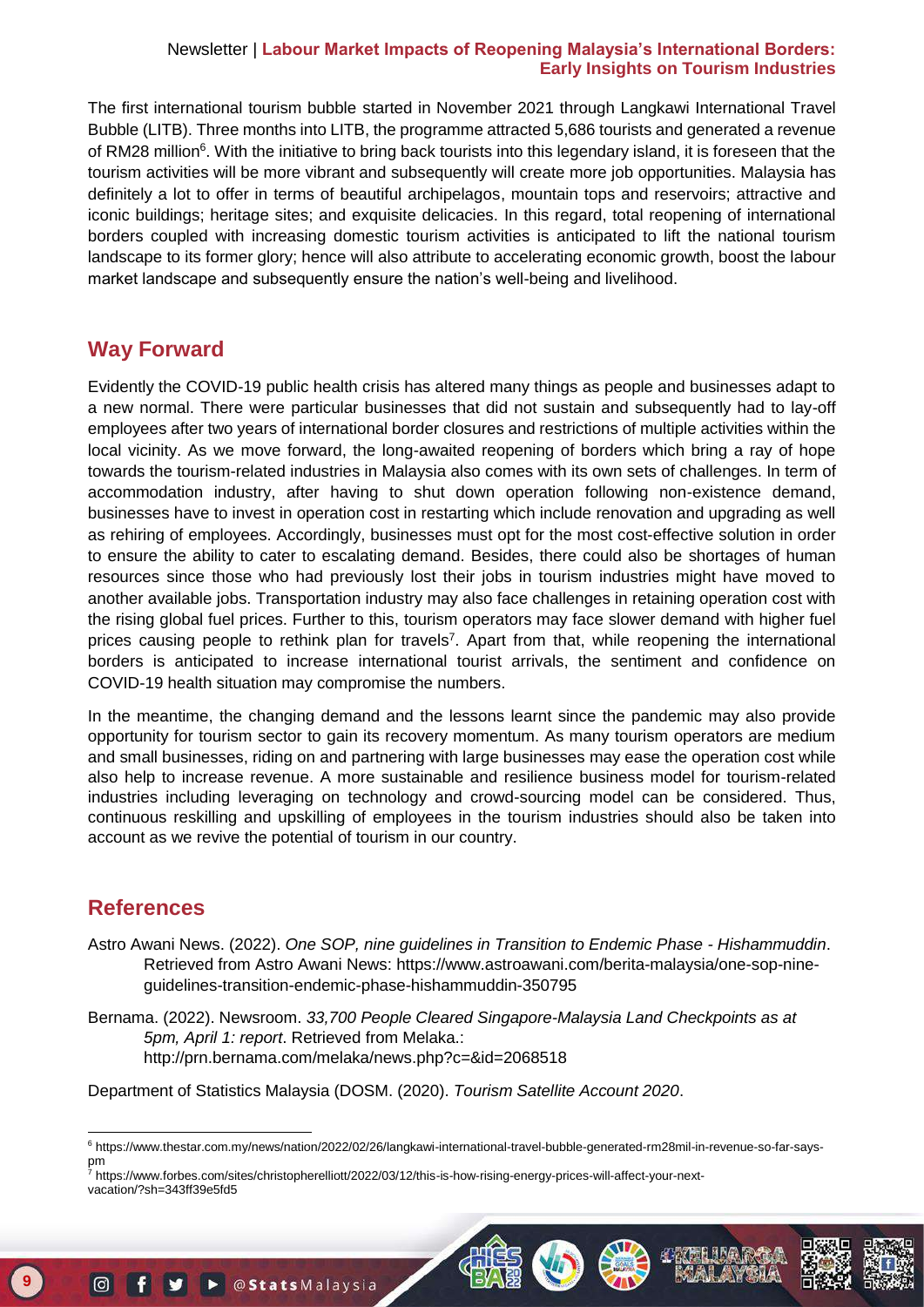The first international tourism bubble started in November 2021 through Langkawi International Travel Bubble (LITB). Three months into LITB, the programme attracted 5,686 tourists and generated a revenue of RM28 million[6]. With the initiative to bring back tourists into this legendary island, it is foreseen that the tourism activities will be more vibrant and subsequently will create more job opportunities. Malaysia has definitely a lot to offer in terms of beautiful archipelagos, mountain tops and reservoirs; attractive and iconic buildings; heritage sites; and exquisite delicacies. In this regard, total reopening of international borders coupled with increasing domestic tourism activities is anticipated to lift the national tourism landscape to its former glory; hence will also attribute to accelerating economic growth, boost the labour market landscape and subsequently ensure the nation's well-being and livelihood.

## Way Forward

Evidently the COVID-19 public health crisis has altered many things as people and businesses adapt to a new normal. There were particular businesses that did not sustain and subsequently had to lay-off employees after two years of international border closures and restrictions of multiple activities within the local vicinity. As we move forward, the long-awaited reopening of borders which bring a ray of hope towards the tourism-related industries in Malaysia also comes with its own sets of challenges. In term of accommodation industry, after having to shut down operation following non-existence demand, businesses have to invest in operation cost in restarting which include renovation and upgrading as well as rehiring of employees. Accordingly, businesses must opt for the most cost-effective solution in order to ensure the ability to cater to escalating demand. Besides, there could also be shortages of human resources since those who had previously lost their jobs in tourism industries might have moved to another available jobs. Transportation industry may also face challenges in retaining operation cost with the rising global fuel prices. Further to this, tourism operators may face slower demand with higher fuel prices causing people to rethink plan for travels[7]. Apart from that, while reopening the international borders is anticipated to increase international tourist arrivals, the sentiment and confidence on COVID-19 health situation may compromise the numbers.

In the meantime, the changing demand and the lessons learnt since the pandemic may also provide opportunity for tourism sector to gain its recovery momentum. As many tourism operators are medium and small businesses, riding on and partnering with large businesses may ease the operation cost while also help to increase revenue. A more sustainable and resilience business model for tourism-related industries including leveraging on technology and crowd-sourcing model can be considered. Thus, continuous reskilling and upskilling of employees in the tourism industries should also be taken into account as we revive the potential of tourism in our country.

## References

Astro Awani News. (2022). *One SOP, nine guidelines in Transition to Endemic Phase - Hishammuddin*. Retrieved from Astro Awani News: https://www.astroawani.com/berita-malaysia/one-sop-nine-guidelines-transition-endemic-phase-hishammuddin-350795

Bernama. (2022). Newsroom. *33,700 People Cleared Singapore-Malaysia Land Checkpoints as at 5pm, April 1: report*. Retrieved from Melaka.: http://prn.bernama.com/melaka/news.php?c=&id=2068518

Department of Statistics Malaysia (DOSM. (2020). *Tourism Satellite Account 2020*.

---

[6] https://www.thestar.com.my/news/nation/2022/02/26/langkawi-international-travel-bubble-generated-rm28mil-in-revenue-so-far-says-pm

[7] https://www.forbes.com/sites/christopherelliott/2022/03/12/this-is-how-rising-energy-prices-will-affect-your-next-vacation/?sh=343ff39e5fd5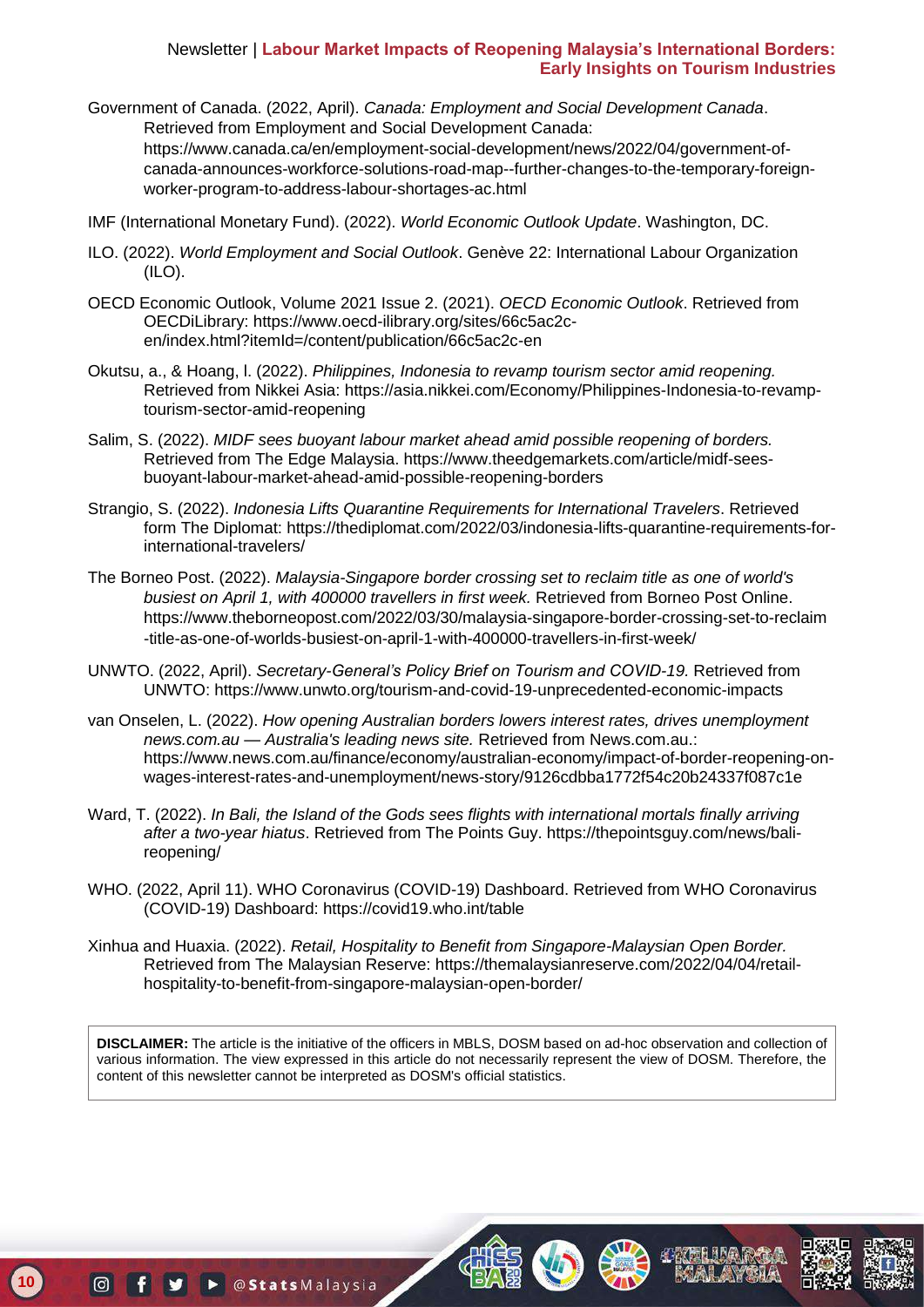Government of Canada. (2022, April). *Canada: Employment and Social Development Canada*. Retrieved from Employment and Social Development Canada: https://www.canada.ca/en/employment-social-development/news/2022/04/government-of-canada-announces-workforce-solutions-road-map--further-changes-to-the-temporary-foreign-worker-program-to-address-labour-shortages-ac.html

IMF (International Monetary Fund). (2022). *World Economic Outlook Update*. Washington, DC.

ILO. (2022). *World Employment and Social Outlook*. Genève 22: International Labour Organization (ILO).

OECD Economic Outlook, Volume 2021 Issue 2. (2021). *OECD Economic Outlook*. Retrieved from OECDiLibrary: https://www.oecd-ilibrary.org/sites/66c5ac2c-en/index.html?itemId=/content/publication/66c5ac2c-en

Okutsu, a., & Hoang, l. (2022). *Philippines, Indonesia to revamp tourism sector amid reopening.* Retrieved from Nikkei Asia: https://asia.nikkei.com/Economy/Philippines-Indonesia-to-revamp-tourism-sector-amid-reopening

Salim, S. (2022). *MIDF sees buoyant labour market ahead amid possible reopening of borders.* Retrieved from The Edge Malaysia. https://www.theedgemarkets.com/article/midf-sees-buoyant-labour-market-ahead-amid-possible-reopening-borders

Strangio, S. (2022). *Indonesia Lifts Quarantine Requirements for International Travelers*. Retrieved form The Diplomat: https://thediplomat.com/2022/03/indonesia-lifts-quarantine-requirements-for-international-travelers/

The Borneo Post. (2022). *Malaysia-Singapore border crossing set to reclaim title as one of world's busiest on April 1, with 400000 travellers in first week.* Retrieved from Borneo Post Online. https://www.theborneopost.com/2022/03/30/malaysia-singapore-border-crossing-set-to-reclaim-title-as-one-of-worlds-busiest-on-april-1-with-400000-travellers-in-first-week/

UNWTO. (2022, April). *Secretary-General's Policy Brief on Tourism and COVID-19.* Retrieved from UNWTO: https://www.unwto.org/tourism-and-covid-19-unprecedented-economic-impacts

van Onselen, L. (2022). *How opening Australian borders lowers interest rates, drives unemployment news.com.au — Australia's leading news site.* Retrieved from News.com.au.: https://www.news.com.au/finance/economy/australian-economy/impact-of-border-reopening-on-wages-interest-rates-and-unemployment/news-story/9126cdbba1772f54c20b24337f087c1e

Ward, T. (2022). *In Bali, the Island of the Gods sees flights with international mortals finally arriving after a two-year hiatus*. Retrieved from The Points Guy. https://thepointsguy.com/news/bali-reopening/

WHO. (2022, April 11). WHO Coronavirus (COVID-19) Dashboard. Retrieved from WHO Coronavirus (COVID-19) Dashboard: https://covid19.who.int/table

Xinhua and Huaxia. (2022). *Retail, Hospitality to Benefit from Singapore-Malaysian Open Border.* Retrieved from The Malaysian Reserve: https://themalaysianreserve.com/2022/04/04/retail-hospitality-to-benefit-from-singapore-malaysian-open-border/

**DISCLAIMER:** The article is the initiative of the officers in MBLS, DOSM based on ad-hoc observation and collection of various information. The view expressed in this article do not necessarily represent the view of DOSM. Therefore, the content of this newsletter cannot be interpreted as DOSM's official statistics.